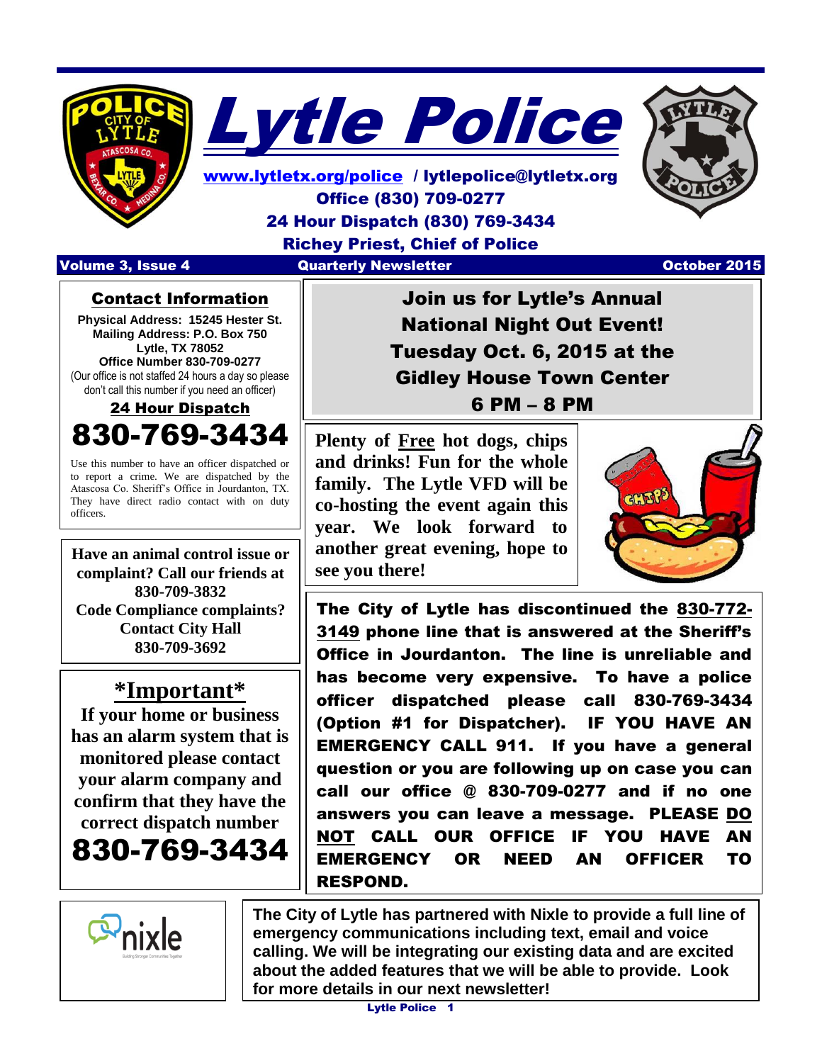# Lytle Police

www.lytletx.org/police / lytlepolice@lytletx.org

Office (830) 709-0277

24 Hour Dispatch (830) 769-3434

Richey Priest, Chief of Police

**Volume 3, Issue 4** | **Quarterly Newsletter** | **October 2015**

## Contact Information

**Physical Address: 15245 Hester St.**
**Mailing Address: P.O. Box 750**
**Lytle, TX 78052**
**Office Number 830-709-0277**
(Our office is not staffed 24 hours a day so please don't call this number if you need an officer)

**24 Hour Dispatch**

# 830-769-3434

Use this number to have an officer dispatched or to report a crime. We are dispatched by the Atascosa Co. Sheriff's Office in Jourdanton, TX. They have direct radio contact with on duty officers.

**Have an animal control issue or complaint? Call our friends at 830-709-3832**
**Code Compliance complaints? Contact City Hall 830-709-3692**

## \*Important\*

**If your home or business has an alarm system that is monitored please contact your alarm company and confirm that they have the correct dispatch number**

# 830-769-3434

## Join us for Lytle's Annual National Night Out Event! Tuesday Oct. 6, 2015 at the Gidley House Town Center 6 PM – 8 PM

**Plenty of Free hot dogs, chips and drinks! Fun for the whole family. The Lytle VFD will be co-hosting the event again this year. We look forward to another great evening, hope to see you there!**

**The City of Lytle has discontinued the 830-772-3149 phone line that is answered at the Sheriff's Office in Jourdanton. The line is unreliable and has become very expensive. To have a police officer dispatched please call 830-769-3434 (Option #1 for Dispatcher). IF YOU HAVE AN EMERGENCY CALL 911. If you have a general question or you are following up on case you can call our office @ 830-709-0277 and if no one answers you can leave a message. PLEASE DO NOT CALL OUR OFFICE IF YOU HAVE AN EMERGENCY OR NEED AN OFFICER TO RESPOND.**

nixle

**The City of Lytle has partnered with Nixle to provide a full line of emergency communications including text, email and voice calling. We will be integrating our existing data and are excited about the added features that we will be able to provide. Look for more details in our next newsletter!**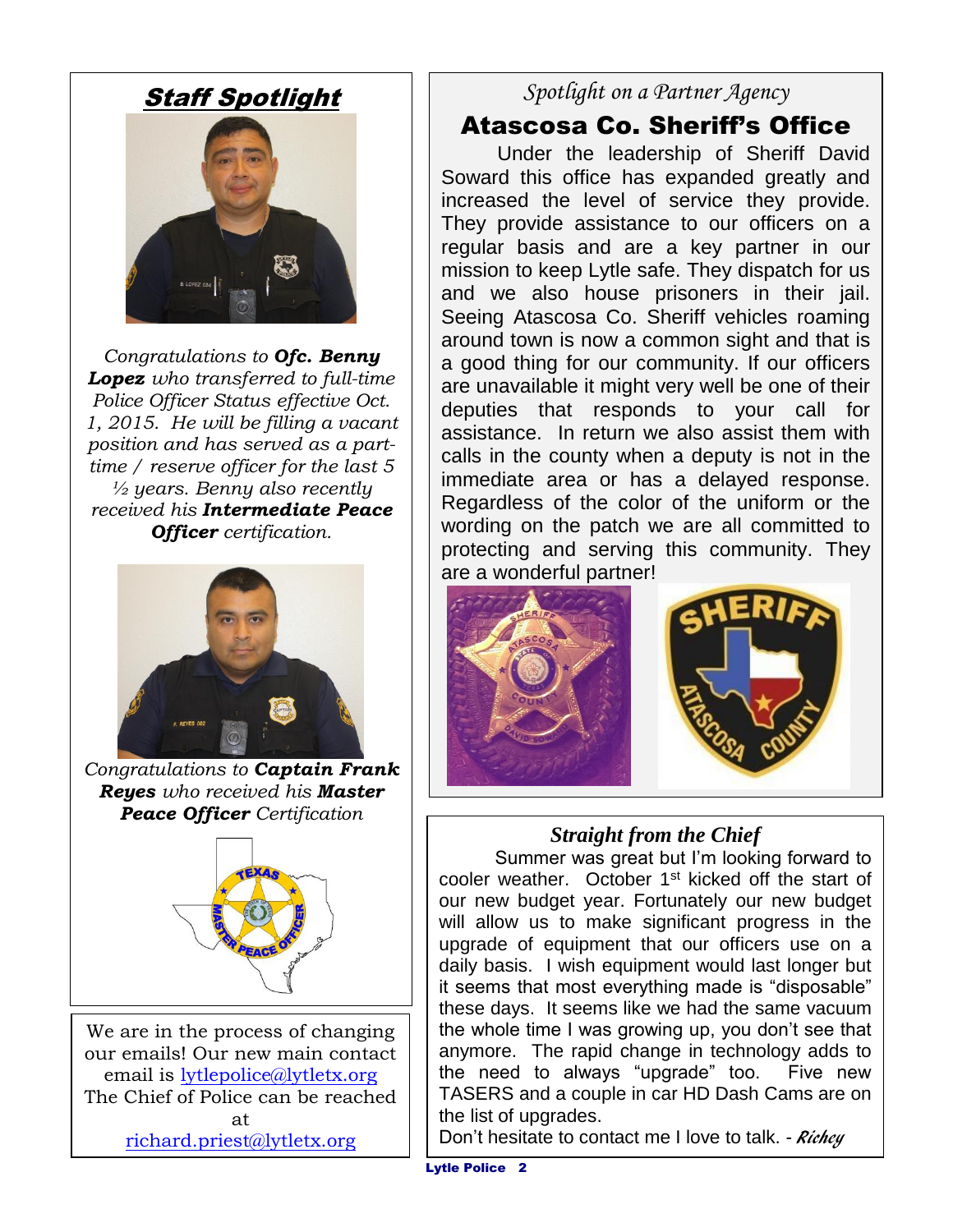## *Staff Spotlight*

*Congratulations to **Ofc. Benny Lopez** who transferred to full-time Police Officer Status effective Oct. 1, 2015. He will be filling a vacant position and has served as a part-time / reserve officer for the last 5 ½ years. Benny also recently received his **Intermediate Peace Officer** certification.*

*Congratulations to **Captain Frank Reyes** who received his **Master Peace Officer** Certification*

We are in the process of changing our emails! Our new main contact email is lytlepolice@lytletx.org The Chief of Police can be reached at richard.priest@lytletx.org

*Spotlight on a Partner Agency*

## Atascosa Co. Sheriff's Office

Under the leadership of Sheriff David Soward this office has expanded greatly and increased the level of service they provide. They provide assistance to our officers on a regular basis and are a key partner in our mission to keep Lytle safe. They dispatch for us and we also house prisoners in their jail. Seeing Atascosa Co. Sheriff vehicles roaming around town is now a common sight and that is a good thing for our community. If our officers are unavailable it might very well be one of their deputies that responds to your call for assistance. In return we also assist them with calls in the county when a deputy is not in the immediate area or has a delayed response. Regardless of the color of the uniform or the wording on the patch we are all committed to protecting and serving this community. They are a wonderful partner!

### *Straight from the Chief*

Summer was great but I'm looking forward to cooler weather. October 1st kicked off the start of our new budget year. Fortunately our new budget will allow us to make significant progress in the upgrade of equipment that our officers use on a daily basis. I wish equipment would last longer but it seems that most everything made is "disposable" these days. It seems like we had the same vacuum the whole time I was growing up, you don't see that anymore. The rapid change in technology adds to the need to always "upgrade" too. Five new TASERS and a couple in car HD Dash Cams are on the list of upgrades.

Don't hesitate to contact me I love to talk. - *Richey*